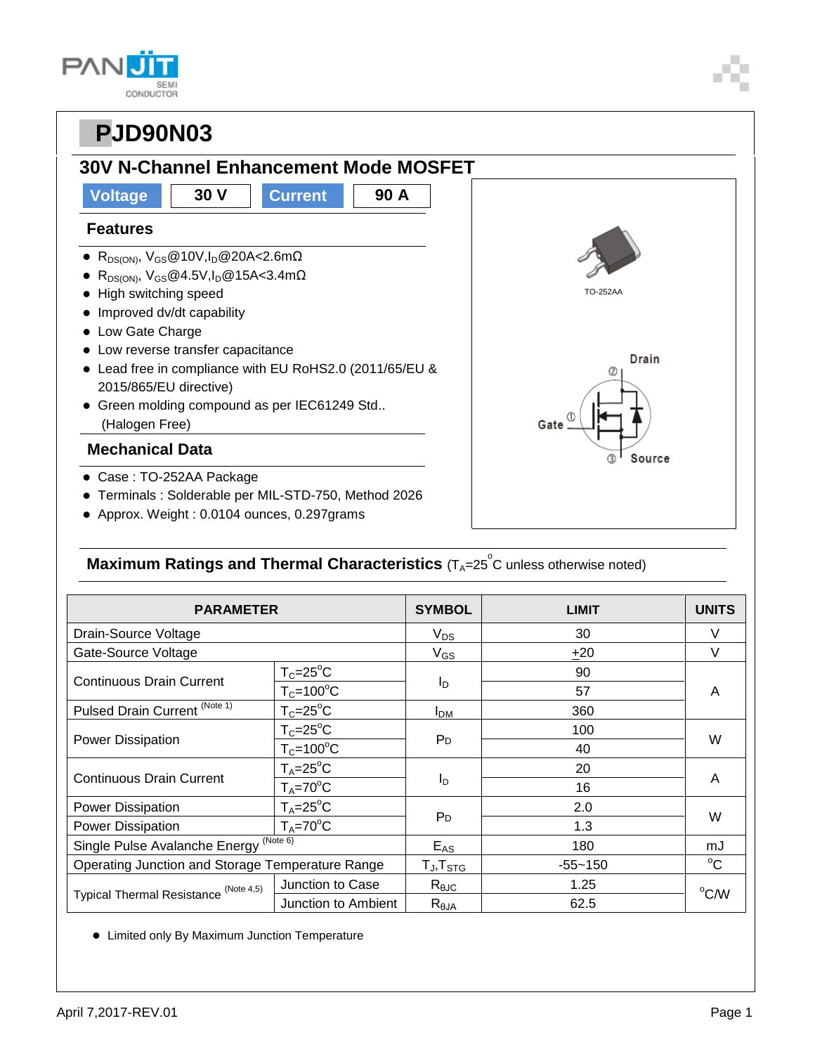# PJD90N03

## 30V N-Channel Enhancement Mode MOSFET

| Voltage | 30 V | Current | 90 A |
|---|---|---|---|

### Features

- $R_{DS(ON)}$, $V_{GS}$@10V,$I_D$@20A<2.6mΩ
- $R_{DS(ON)}$, $V_{GS}$@4.5V,$I_D$@15A<3.4mΩ
- High switching speed
- Improved dv/dt capability
- Low Gate Charge
- Low reverse transfer capacitance
- Lead free in compliance with EU RoHS2.0 (2011/65/EU & 2015/865/EU directive)
- Green molding compound as per IEC61249 Std.. (Halogen Free)

### Mechanical Data

- Case : TO-252AA Package
- Terminals : Solderable per MIL-STD-750, Method 2026
- Approx. Weight : 0.0104 ounces, 0.297grams

TO-252AA

Drain ② Gate ① Source ③

### Maximum Ratings and Thermal Characteristics ($T_A$=25°C unless otherwise noted)

| PARAMETER | | SYMBOL | LIMIT | UNITS |
|---|---|---|---|---|
| Drain-Source Voltage | | $V_{DS}$ | 30 | V |
| Gate-Source Voltage | | $V_{GS}$ | ±20 | V |
| Continuous Drain Current | $T_C$=25°C | $I_D$ | 90 | A |
| | $T_C$=100°C | | 57 | |
| Pulsed Drain Current (Note 1) | $T_C$=25°C | $I_{DM}$ | 360 | |
| Power Dissipation | $T_C$=25°C | $P_D$ | 100 | W |
| | $T_C$=100°C | | 40 | |
| Continuous Drain Current | $T_A$=25°C | $I_D$ | 20 | A |
| | $T_A$=70°C | | 16 | |
| Power Dissipation | $T_A$=25°C | $P_D$ | 2.0 | W |
| Power Dissipation | $T_A$=70°C | | 1.3 | |
| Single Pulse Avalanche Energy (Note 6) | | $E_{AS}$ | 180 | mJ |
| Operating Junction and Storage Temperature Range | | $T_J$,$T_{STG}$ | -55~150 | °C |
| Typical Thermal Resistance (Note 4,5) | Junction to Case | $R_{\theta JC}$ | 1.25 | °C/W |
| | Junction to Ambient | $R_{\theta JA}$ | 62.5 | |

- Limited only By Maximum Junction Temperature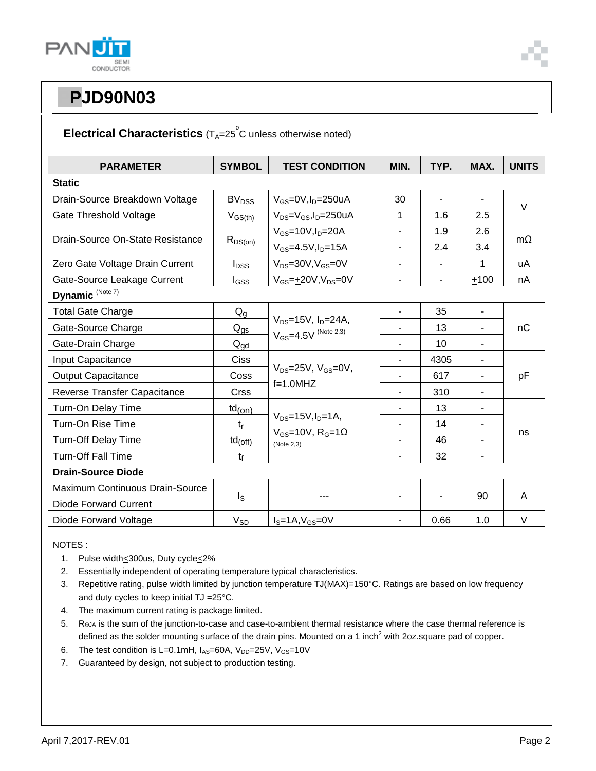# PJD90N03

## Electrical Characteristics ($T_A$=25°C unless otherwise noted)

| PARAMETER | SYMBOL | TEST CONDITION | MIN. | TYP. | MAX. | UNITS |
|---|---|---|---|---|---|---|
| **Static** | | | | | | |
| Drain-Source Breakdown Voltage | $BV_{DSS}$ | $V_{GS}$=0V,$I_D$=250uA | 30 | - | - | V |
| Gate Threshold Voltage | $V_{GS(th)}$ | $V_{DS}$=$V_{GS}$,$I_D$=250uA | 1 | 1.6 | 2.5 | V |
| Drain-Source On-State Resistance | $R_{DS(on)}$ | $V_{GS}$=10V,$I_D$=20A | - | 1.9 | 2.6 | mΩ |
| | | $V_{GS}$=4.5V,$I_D$=15A | - | 2.4 | 3.4 | mΩ |
| Zero Gate Voltage Drain Current | $I_{DSS}$ | $V_{DS}$=30V,$V_{GS}$=0V | - | - | 1 | uA |
| Gate-Source Leakage Current | $I_{GSS}$ | $V_{GS}$=±20V,$V_{DS}$=0V | - | - | ±100 | nA |
| **Dynamic** (Note 7) | | | | | | |
| Total Gate Charge | $Q_g$ | $V_{DS}$=15V, $I_D$=24A, $V_{GS}$=4.5V (Note 2,3) | - | 35 | - | nC |
| Gate-Source Charge | $Q_{gs}$ | | - | 13 | - | nC |
| Gate-Drain Charge | $Q_{gd}$ | | - | 10 | - | nC |
| Input Capacitance | Ciss | $V_{DS}$=25V, $V_{GS}$=0V, f=1.0MHZ | - | 4305 | - | pF |
| Output Capacitance | Coss | | - | 617 | - | pF |
| Reverse Transfer Capacitance | Crss | | - | 310 | - | pF |
| Turn-On Delay Time | $td_{(on)}$ | $V_{DS}$=15V,$I_D$=1A, $V_{GS}$=10V, $R_G$=1Ω (Note 2,3) | - | 13 | - | ns |
| Turn-On Rise Time | $t_r$ | | - | 14 | - | ns |
| Turn-Off Delay Time | $td_{(off)}$ | | - | 46 | - | ns |
| Turn-Off Fall Time | $t_f$ | | - | 32 | - | ns |
| **Drain-Source Diode** | | | | | | |
| Maximum Continuous Drain-Source Diode Forward Current | $I_S$ | --- | - | - | 90 | A |
| Diode Forward Voltage | $V_{SD}$ | $I_S$=1A,$V_{GS}$=0V | - | 0.66 | 1.0 | V |

NOTES :

1. Pulse width≤300us, Duty cycle≤2%
2. Essentially independent of operating temperature typical characteristics.
3. Repetitive rating, pulse width limited by junction temperature TJ(MAX)=150°C. Ratings are based on low frequency and duty cycles to keep initial TJ =25°C.
4. The maximum current rating is package limited.
5. $R_{\Theta JA}$ is the sum of the junction-to-case and case-to-ambient thermal resistance where the case thermal reference is defined as the solder mounting surface of the drain pins. Mounted on a 1 inch$^2$ with 2oz.square pad of copper.
6. The test condition is L=0.1mH, $I_{AS}$=60A, $V_{DD}$=25V, $V_{GS}$=10V
7. Guaranteed by design, not subject to production testing.

April 7,2017-REV.01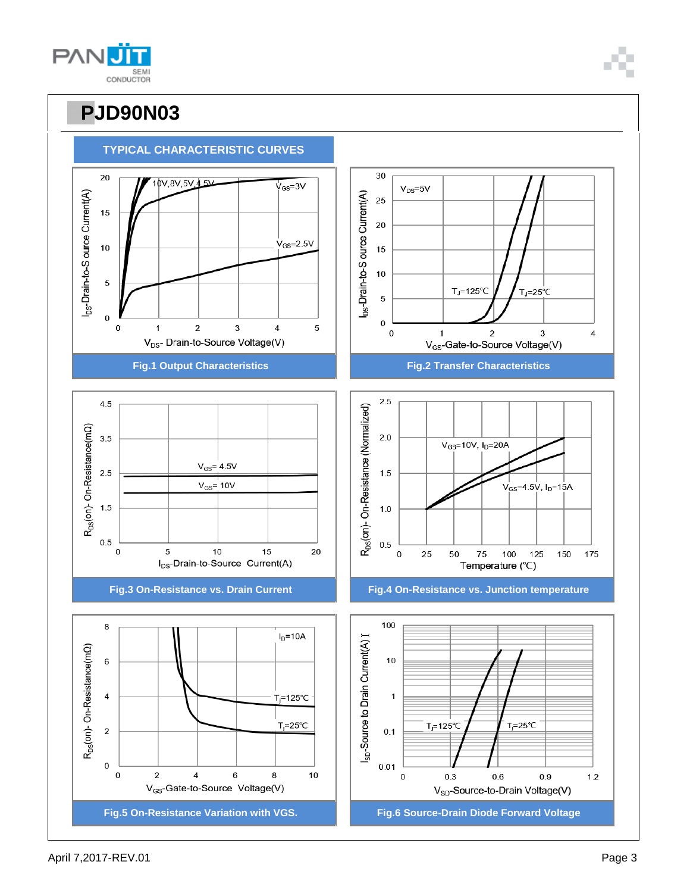# PJD90N03

## TYPICAL CHARACTERISTIC CURVES

$I_{DS}$-Drain-to-Source Current(A)

10V,8V,5V,4.5V

$V_{GS}$=3V

$V_{GS}$=2.5V

$V_{DS}$- Drain-to-Source Voltage(V)

**Fig.1 Output Characteristics**

$I_{DS}$-Drain-to-Source Current(A)

$V_{DS}$=5V

$T_J$=125℃

$T_J$=25℃

$V_{GS}$-Gate-to-Source Voltage(V)

**Fig.2 Transfer Characteristics**

$R_{DS}$(on)- On-Resistance(mΩ)

$V_{GS}$= 4.5V

$V_{GS}$= 10V

$I_{DS}$-Drain-to-Source Current(A)

**Fig.3 On-Resistance vs. Drain Current**

$R_{DS}$(on)- On-Resistance (Normalized)

$V_{GS}$=10V, $I_D$=20A

$V_{GS}$=4.5V, $I_D$=15A

Temperature (℃)

**Fig.4 On-Resistance vs. Junction temperature**

$R_{DS}$(on)- On-Resistance(mΩ)

$I_D$=10A

$T_j$=125℃

$T_j$=25℃

$V_{GS}$-Gate-to-Source Voltage(V)

**Fig.5 On-Resistance Variation with VGS.**

$I_{SD}$-Source to Drain Current(A)

$T_j$=125℃

$T_j$=25℃

$V_{SD}$-Source-to-Drain Voltage(V)

**Fig.6 Source-Drain Diode Forward Voltage**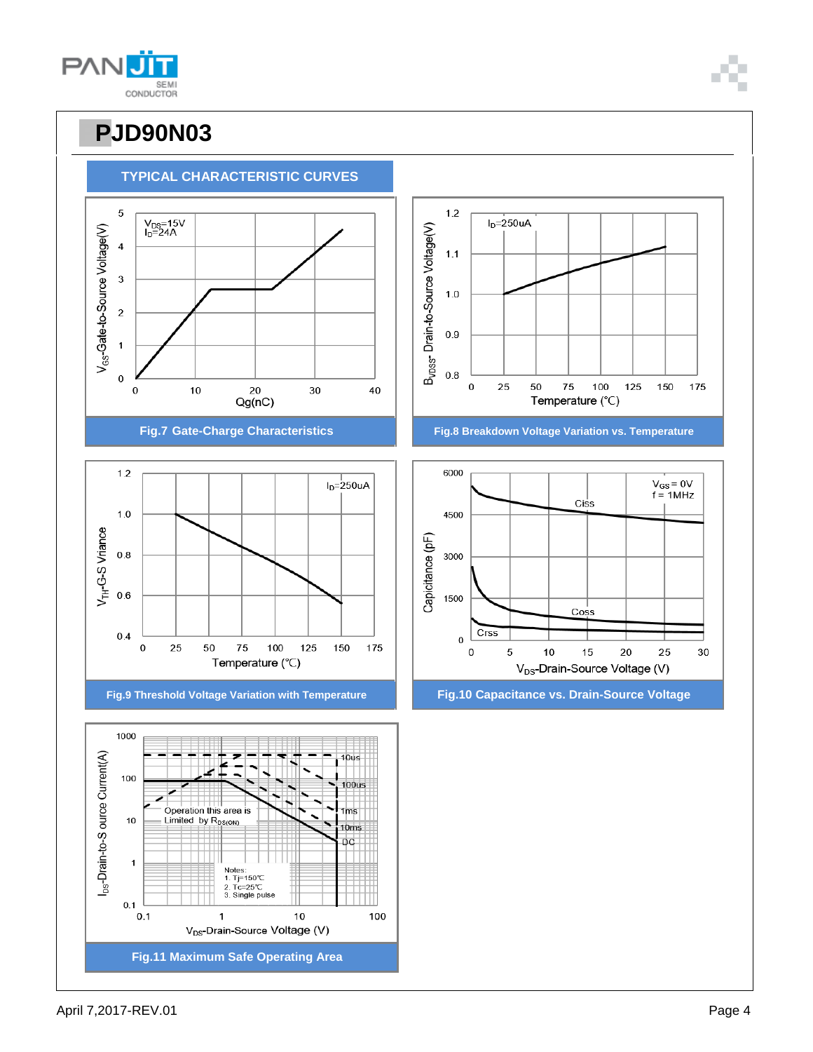# PJD90N03

## TYPICAL CHARACTERISTIC CURVES

$V_{DS}$=15V
$I_D$=24A

Fig.7 Gate-Charge Characteristics

$I_D$=250uA

Fig.8 Breakdown Voltage Variation vs. Temperature

$I_D$=250uA

Fig.9 Threshold Voltage Variation with Temperature

$V_{GS}$ = 0V
f = 1MHz

Fig.10 Capacitance vs. Drain-Source Voltage

Operation this area is Limited by $R_{DS(ON)}$

Notes:
1. Tj=150℃
2. Tc=25℃
3. Single pulse

Fig.11 Maximum Safe Operating Area

April 7,2017-REV.01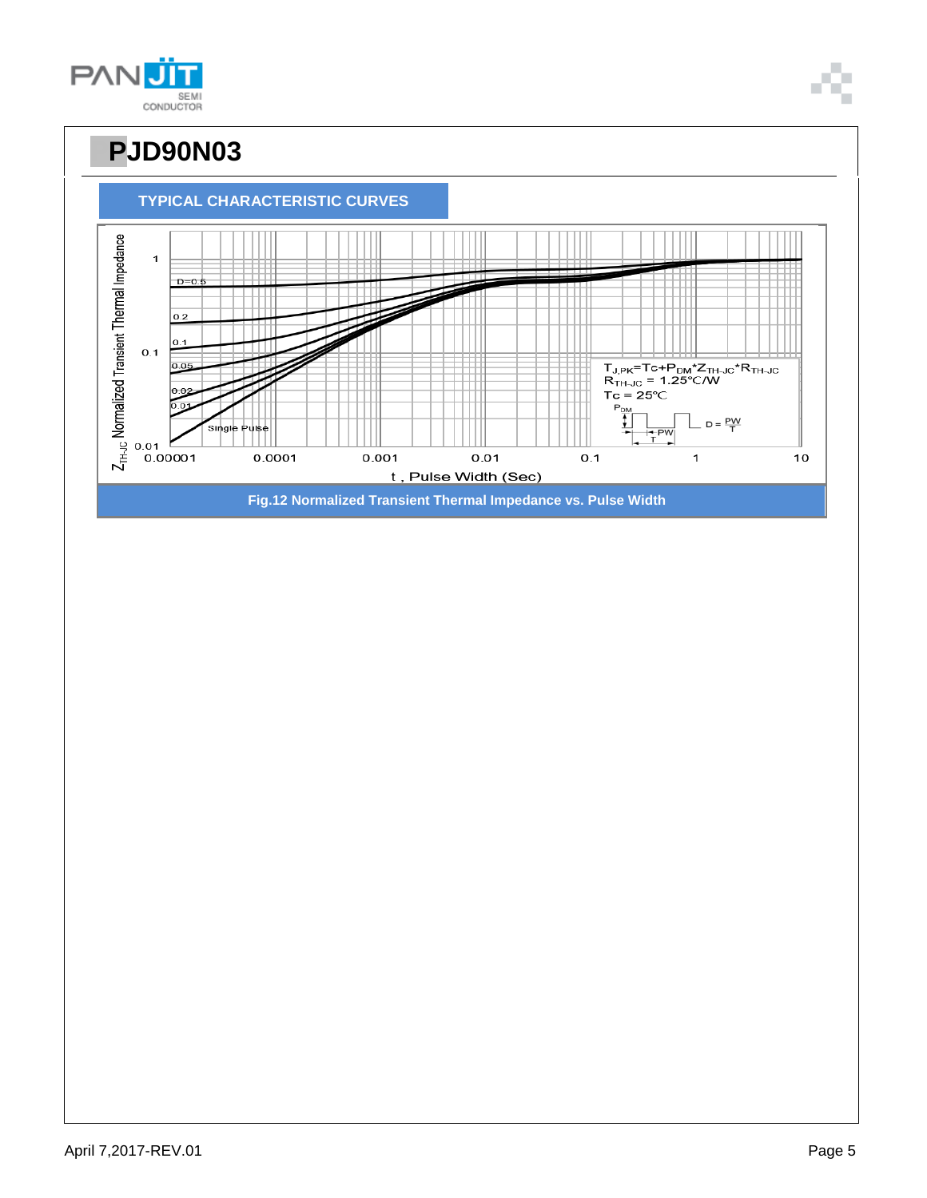# PJD90N03

## TYPICAL CHARACTERISTIC CURVES

$Z_{TH\text{-}JC}$ Normalized Transient Thermal Impedance

1

D=0.5

0.2

0.1

0.1

0.05

0.02

0.01

Single Pulse

0.01

0.00001 0.0001 0.001 0.01 0.1 1 10

t , Pulse Width (Sec)

$T_{J,PK}=Tc+P_{DM}*Z_{TH\text{-}JC}*R_{TH\text{-}JC}$

$R_{TH\text{-}JC}$ = 1.25°C/W

Tc = 25°C

$P_{DM}$

PW

T

$D = \frac{PW}{T}$

**Fig.12 Normalized Transient Thermal Impedance vs. Pulse Width**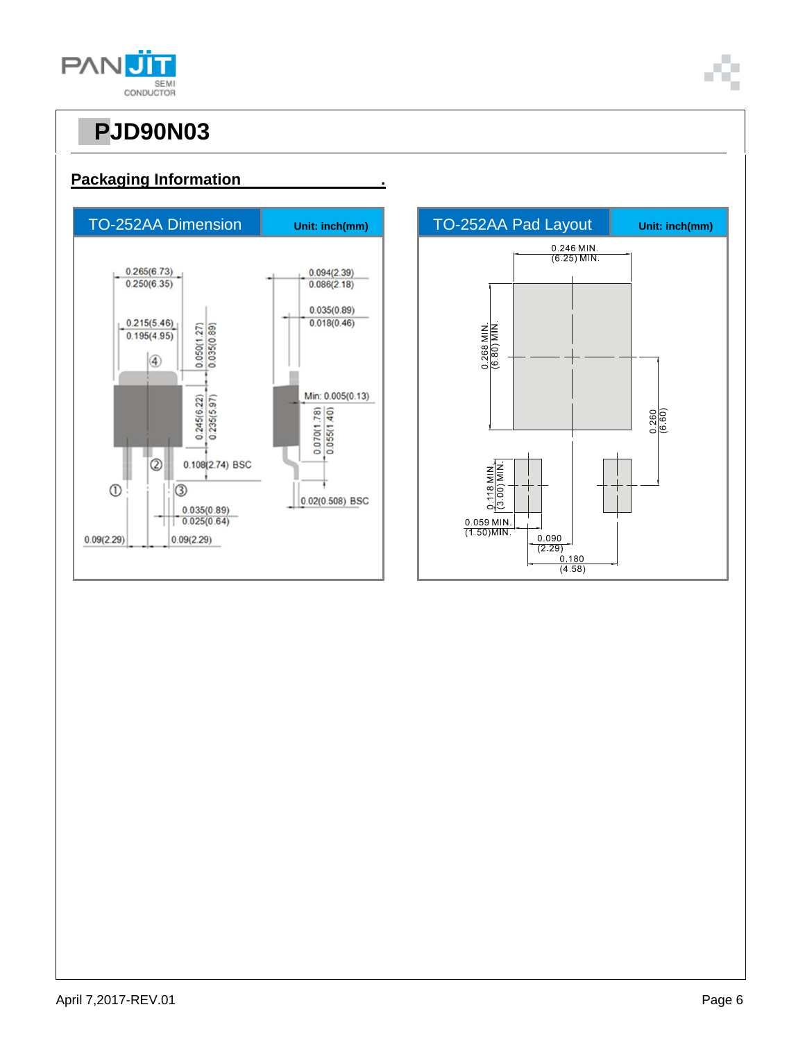# PJD90N03

## Packaging Information

**TO-252AA Dimension** — Unit: inch(mm)

0.265(6.73)
0.250(6.35)

0.215(5.46)
0.195(4.95)

0.050(1.27)
0.035(0.89)

0.245(6.22)
0.235(5.97)

0.108(2.74) BSC

0.035(0.89)
0.025(0.64)

0.09(2.29)

0.09(2.29)

0.094(2.39)
0.086(2.18)

0.035(0.89)
0.018(0.46)

Min: 0.005(0.13)

0.070(1.78)
0.055(1.40)

0.02(0.508) BSC

**TO-252AA Pad Layout** — Unit: inch(mm)

0.246 MIN.
(6.25) MIN.

0.268 MIN.
(6.80) MIN.

0.260
(6.60)

0.118 MIN.
(3.00) MIN.

0.059 MIN.
(1.50)MIN.

0.090
(2.29)

0.180
(4.58)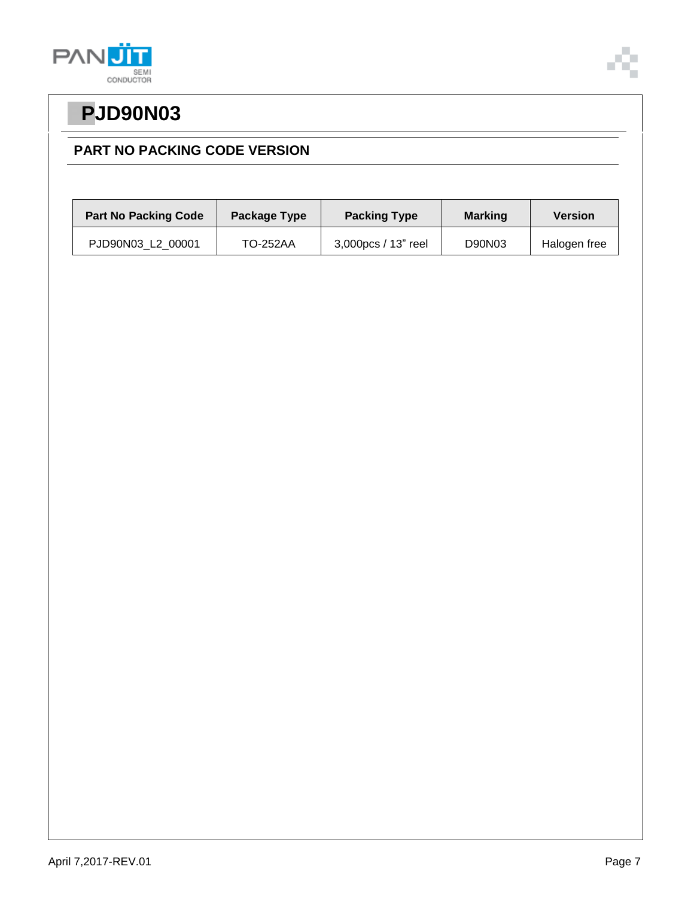# PJD90N03

## PART NO PACKING CODE VERSION

| Part No Packing Code | Package Type | Packing Type | Marking | Version |
| --- | --- | --- | --- | --- |
| PJD90N03_L2_00001 | TO-252AA | 3,000pcs / 13" reel | D90N03 | Halogen free |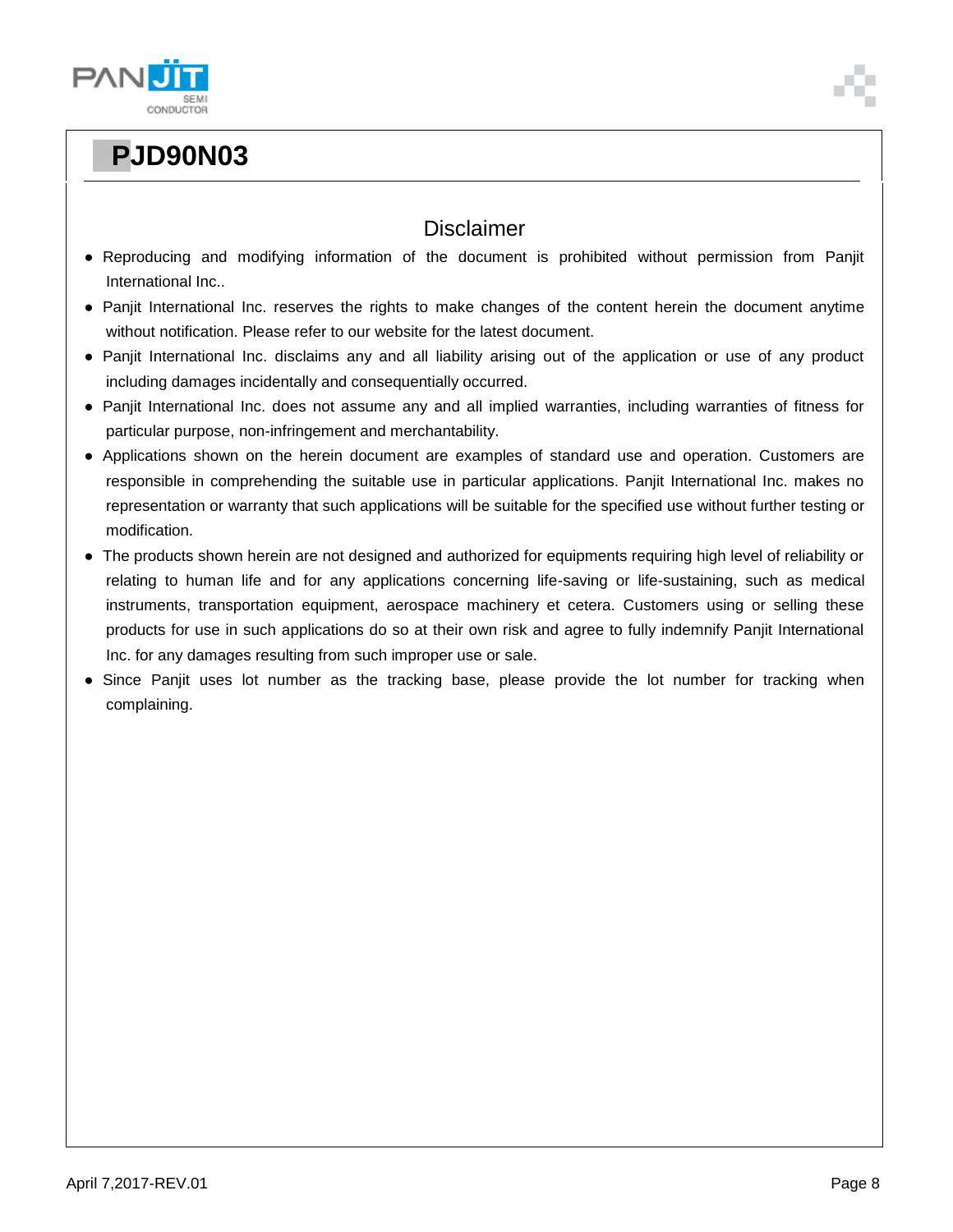# PJD90N03

## Disclaimer

- Reproducing and modifying information of the document is prohibited without permission from Panjit International Inc..
- Panjit International Inc. reserves the rights to make changes of the content herein the document anytime without notification. Please refer to our website for the latest document.
- Panjit International Inc. disclaims any and all liability arising out of the application or use of any product including damages incidentally and consequentially occurred.
- Panjit International Inc. does not assume any and all implied warranties, including warranties of fitness for particular purpose, non-infringement and merchantability.
- Applications shown on the herein document are examples of standard use and operation. Customers are responsible in comprehending the suitable use in particular applications. Panjit International Inc. makes no representation or warranty that such applications will be suitable for the specified use without further testing or modification.
- The products shown herein are not designed and authorized for equipments requiring high level of reliability or relating to human life and for any applications concerning life-saving or life-sustaining, such as medical instruments, transportation equipment, aerospace machinery et cetera. Customers using or selling these products for use in such applications do so at their own risk and agree to fully indemnify Panjit International Inc. for any damages resulting from such improper use or sale.
- Since Panjit uses lot number as the tracking base, please provide the lot number for tracking when complaining.

April 7,2017-REV.01